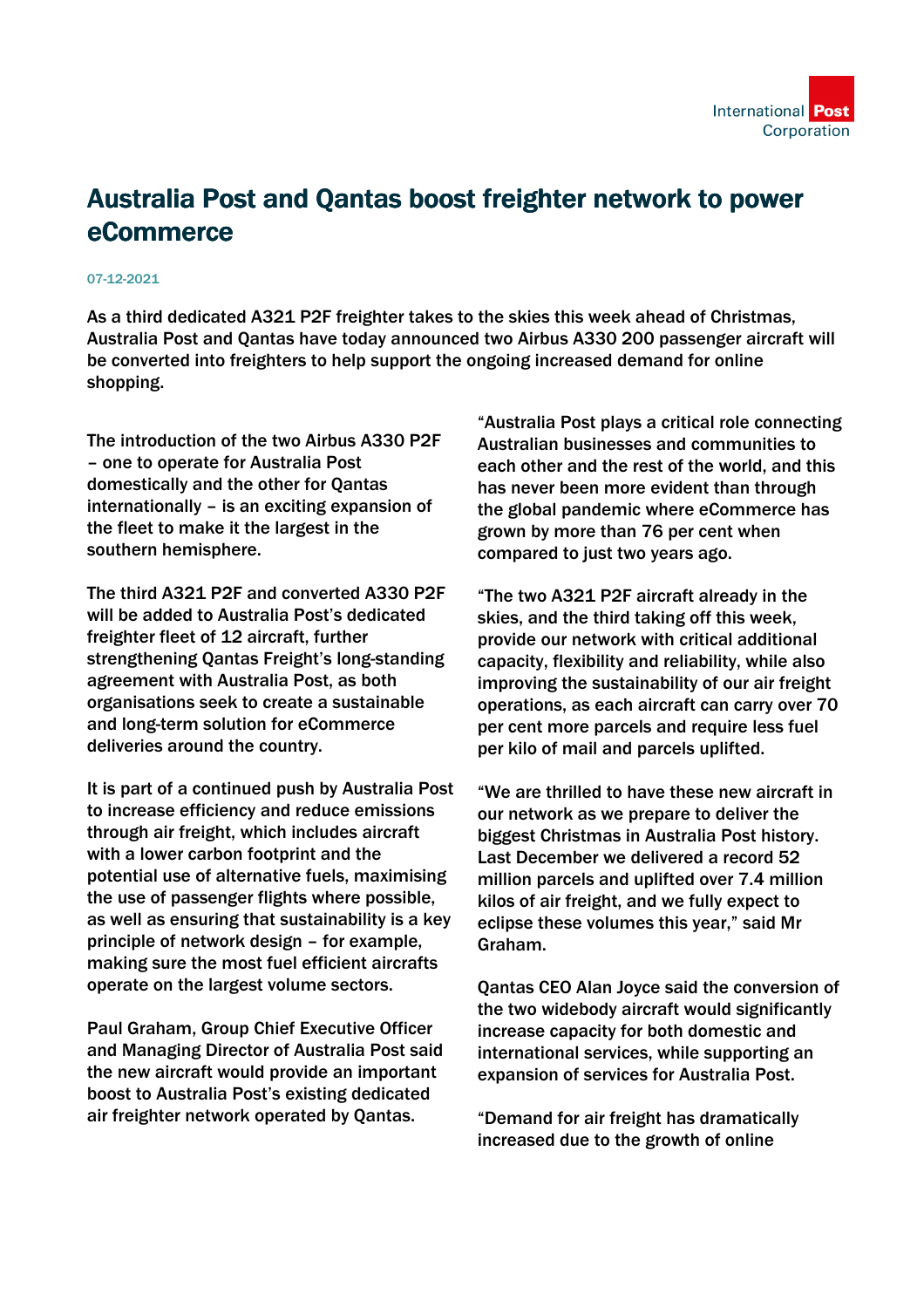# Australia Post and Qantas boost freighter network to power eCommerce

07-12-2021

**As a third dedicated A321 P2F freighter takes to the skies this week ahead of Christmas, Australia Post and Qantas have today announced two Airbus A330 200 passenger aircraft will be converted into freighters to help support the ongoing increased demand for online shopping.**

The introduction of the two Airbus A330 P2F – one to operate for Australia Post domestically and the other for Qantas internationally – is an exciting expansion of the fleet to make it the largest in the southern hemisphere.

The third A321 P2F and converted A330 P2F will be added to Australia Post's dedicated freighter fleet of 12 aircraft, further strengthening Qantas Freight's long-standing agreement with Australia Post, as both organisations seek to create a sustainable and long-term solution for eCommerce deliveries around the country.

It is part of a continued push by Australia Post to increase efficiency and reduce emissions through air freight, which includes aircraft with a lower carbon footprint and the potential use of alternative fuels, maximising the use of passenger flights where possible, as well as ensuring that sustainability is a key principle of network design – for example, making sure the most fuel efficient aircrafts operate on the largest volume sectors.

Paul Graham, Group Chief Executive Officer and Managing Director of Australia Post said the new aircraft would provide an important boost to Australia Post's existing dedicated air freighter network operated by Qantas.

"Australia Post plays a critical role connecting Australian businesses and communities to each other and the rest of the world, and this has never been more evident than through the global pandemic where eCommerce has grown by more than 76 per cent when compared to just two years ago.

"The two A321 P2F aircraft already in the skies, and the third taking off this week, provide our network with critical additional capacity, flexibility and reliability, while also improving the sustainability of our air freight operations, as each aircraft can carry over 70 per cent more parcels and require less fuel per kilo of mail and parcels uplifted.

"We are thrilled to have these new aircraft in our network as we prepare to deliver the biggest Christmas in Australia Post history. Last December we delivered a record 52 million parcels and uplifted over 7.4 million kilos of air freight, and we fully expect to eclipse these volumes this year," said Mr Graham.

Qantas CEO Alan Joyce said the conversion of the two widebody aircraft would significantly increase capacity for both domestic and international services, while supporting an expansion of services for Australia Post.

"Demand for air freight has dramatically increased due to the growth of online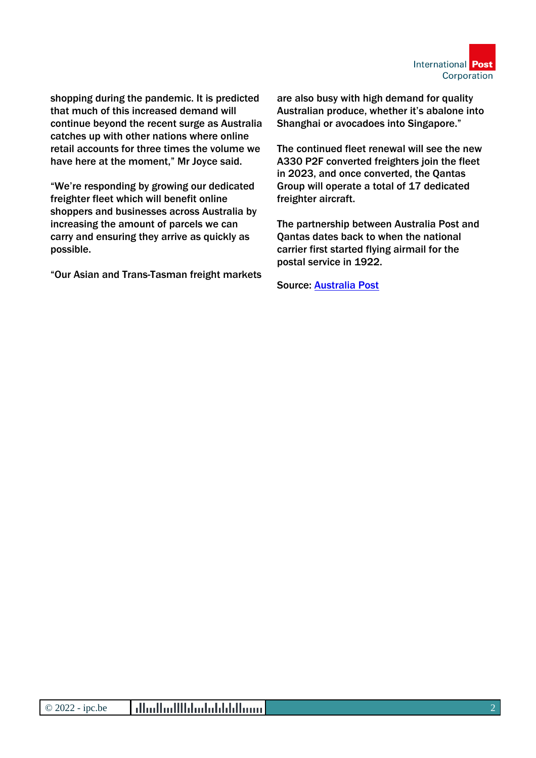shopping during the pandemic. It is predicted that much of this increased demand will continue beyond the recent surge as Australia catches up with other nations where online retail accounts for three times the volume we have here at the moment," Mr Joyce said.

"We're responding by growing our dedicated freighter fleet which will benefit online shoppers and businesses across Australia by increasing the amount of parcels we can carry and ensuring they arrive as quickly as possible.

"Our Asian and Trans-Tasman freight markets are also busy with high demand for quality Australian produce, whether it's abalone into Shanghai or avocadoes into Singapore."

The continued fleet renewal will see the new A330 P2F converted freighters join the fleet in 2023, and once converted, the Qantas Group will operate a total of 17 dedicated freighter aircraft.

The partnership between Australia Post and Qantas dates back to when the national carrier first started flying airmail for the postal service in 1922.

Source: [Australia Post]